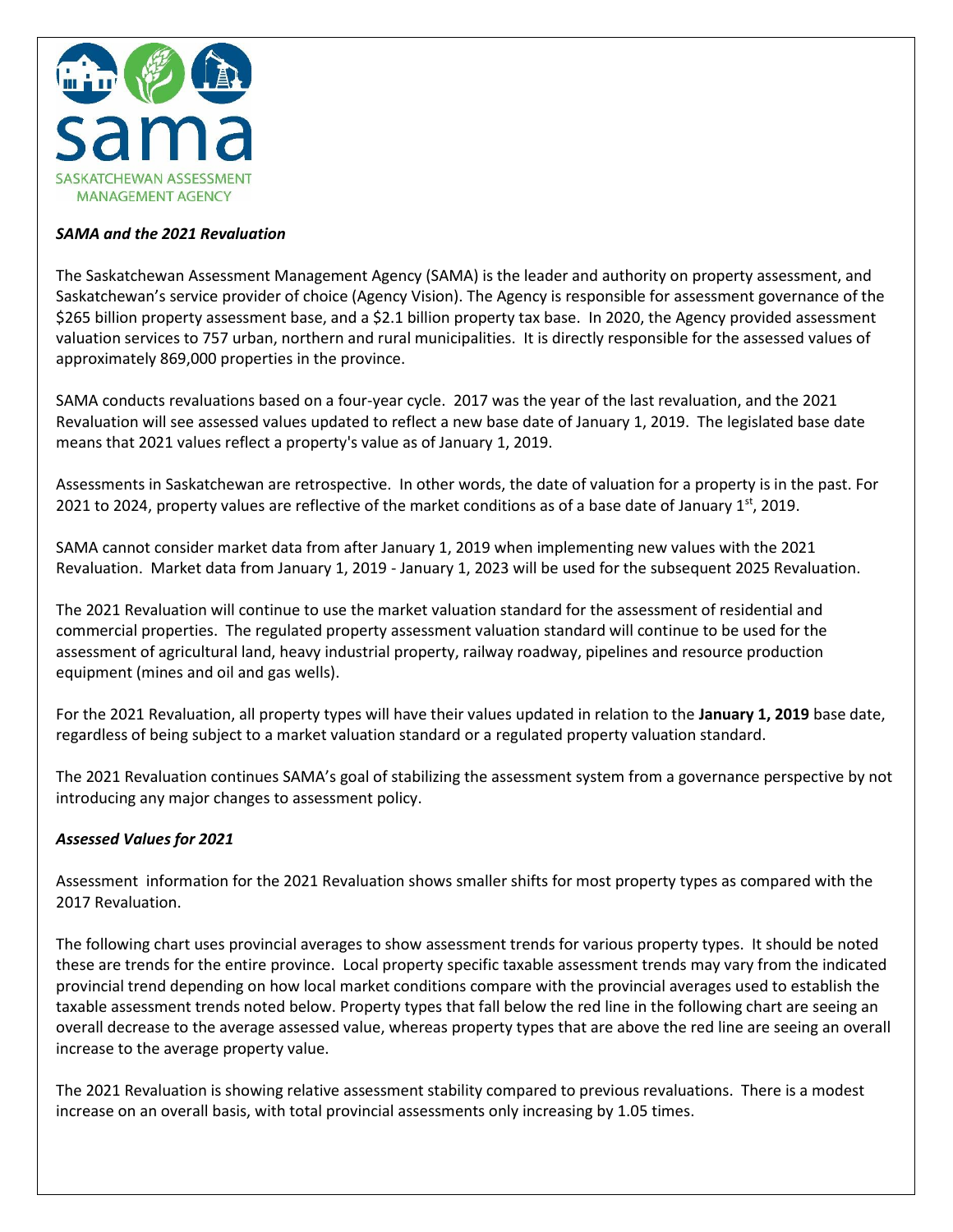SAMA

SASKATCHEWAN ASSESSMENT MANAGEMENT AGENCY

***SAMA and the 2021 Revaluation***

The Saskatchewan Assessment Management Agency (SAMA) is the leader and authority on property assessment, and Saskatchewan's service provider of choice (Agency Vision). The Agency is responsible for assessment governance of the $265 billion property assessment base, and a $2.1 billion property tax base. In 2020, the Agency provided assessment valuation services to 757 urban, northern and rural municipalities. It is directly responsible for the assessed values of approximately 869,000 properties in the province.

SAMA conducts revaluations based on a four-year cycle. 2017 was the year of the last revaluation, and the 2021 Revaluation will see assessed values updated to reflect a new base date of January 1, 2019. The legislated base date means that 2021 values reflect a property's value as of January 1, 2019.

Assessments in Saskatchewan are retrospective. In other words, the date of valuation for a property is in the past. For 2021 to 2024, property values are reflective of the market conditions as of a base date of January 1st, 2019.

SAMA cannot consider market data from after January 1, 2019 when implementing new values with the 2021 Revaluation. Market data from January 1, 2019 - January 1, 2023 will be used for the subsequent 2025 Revaluation.

The 2021 Revaluation will continue to use the market valuation standard for the assessment of residential and commercial properties. The regulated property assessment valuation standard will continue to be used for the assessment of agricultural land, heavy industrial property, railway roadway, pipelines and resource production equipment (mines and oil and gas wells).

For the 2021 Revaluation, all property types will have their values updated in relation to the **January 1, 2019** base date, regardless of being subject to a market valuation standard or a regulated property valuation standard.

The 2021 Revaluation continues SAMA's goal of stabilizing the assessment system from a governance perspective by not introducing any major changes to assessment policy.

***Assessed Values for 2021***

Assessment information for the 2021 Revaluation shows smaller shifts for most property types as compared with the 2017 Revaluation.

The following chart uses provincial averages to show assessment trends for various property types. It should be noted these are trends for the entire province. Local property specific taxable assessment trends may vary from the indicated provincial trend depending on how local market conditions compare with the provincial averages used to establish the taxable assessment trends noted below. Property types that fall below the red line in the following chart are seeing an overall decrease to the average assessed value, whereas property types that are above the red line are seeing an overall increase to the average property value.

The 2021 Revaluation is showing relative assessment stability compared to previous revaluations. There is a modest increase on an overall basis, with total provincial assessments only increasing by 1.05 times.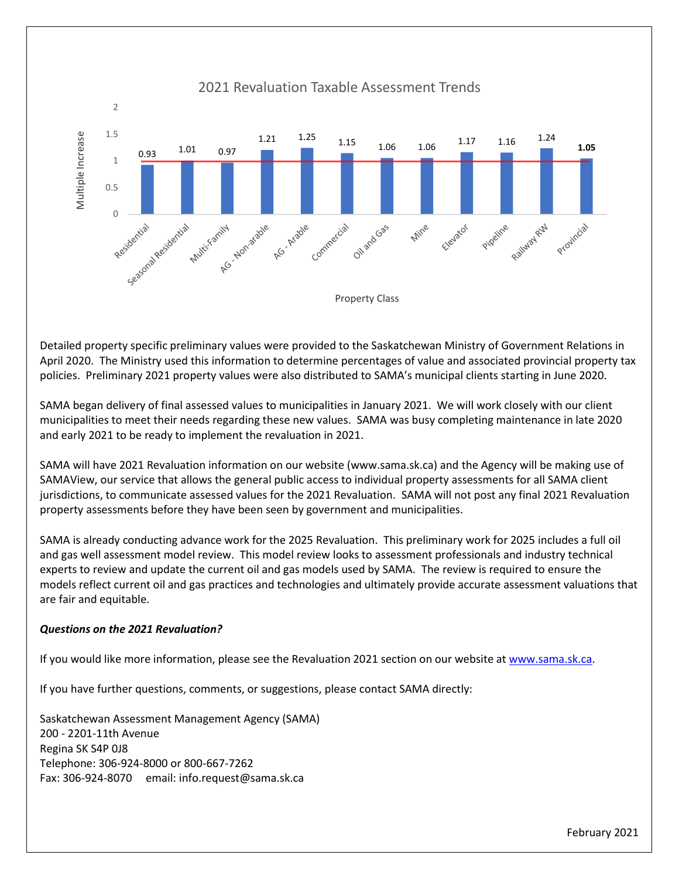2021 Revaluation Taxable Assessment Trends

Multiple Increase

2
1.5
1
0.5
0

0.93 1.01 0.97 1.21 1.25 1.15 1.06 1.06 1.17 1.16 1.24 **1.05**

Residential, Seasonal Residential, Multi-Family, AG - Non-arable, AG - Arable, Commercial, Oil and Gas, Mine, Elevator, Pipeline, Railway RW, Provincial

Property Class

Detailed property specific preliminary values were provided to the Saskatchewan Ministry of Government Relations in April 2020. The Ministry used this information to determine percentages of value and associated provincial property tax policies. Preliminary 2021 property values were also distributed to SAMA's municipal clients starting in June 2020.

SAMA began delivery of final assessed values to municipalities in January 2021. We will work closely with our client municipalities to meet their needs regarding these new values. SAMA was busy completing maintenance in late 2020 and early 2021 to be ready to implement the revaluation in 2021.

SAMA will have 2021 Revaluation information on our website (www.sama.sk.ca) and the Agency will be making use of SAMAView, our service that allows the general public access to individual property assessments for all SAMA client jurisdictions, to communicate assessed values for the 2021 Revaluation. SAMA will not post any final 2021 Revaluation property assessments before they have been seen by government and municipalities.

SAMA is already conducting advance work for the 2025 Revaluation. This preliminary work for 2025 includes a full oil and gas well assessment model review. This model review looks to assessment professionals and industry technical experts to review and update the current oil and gas models used by SAMA. The review is required to ensure the models reflect current oil and gas practices and technologies and ultimately provide accurate assessment valuations that are fair and equitable.

***Questions on the 2021 Revaluation?***

If you would like more information, please see the Revaluation 2021 section on our website at www.sama.sk.ca.

If you have further questions, comments, or suggestions, please contact SAMA directly:

Saskatchewan Assessment Management Agency (SAMA)
200 - 2201-11th Avenue
Regina SK S4P 0J8
Telephone: 306-924-8000 or 800-667-7262
Fax: 306-924-8070 email: info.request@sama.sk.ca

February 2021